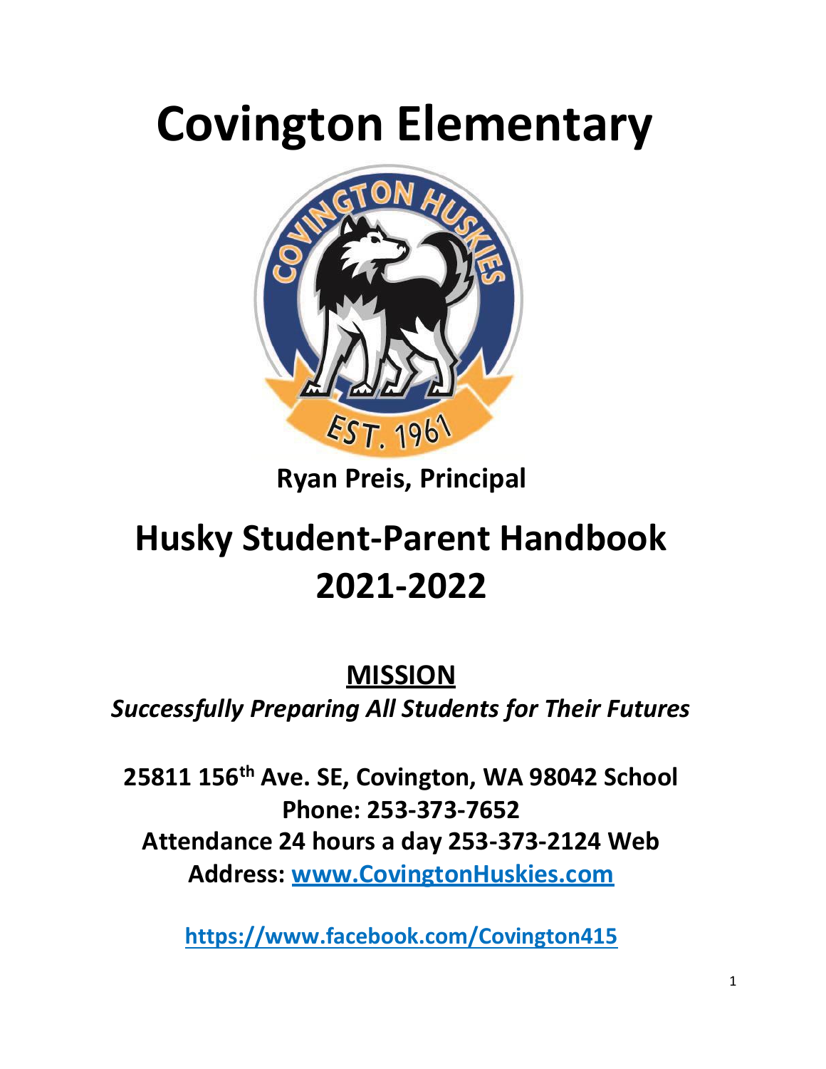# Covington Elementary

**Ryan Preis, Principal**

# Husky Student-Parent Handbook 2021-2022

## MISSION

***Successfully Preparing All Students for Their Futures***

**25811 156th Ave. SE, Covington, WA 98042 School Phone: 253-373-7652**
**Attendance 24 hours a day 253-373-2124 Web Address: [www.CovingtonHuskies.com](http://www.CovingtonHuskies.com)**

**[https://www.facebook.com/Covington415](https://www.facebook.com/Covington415)**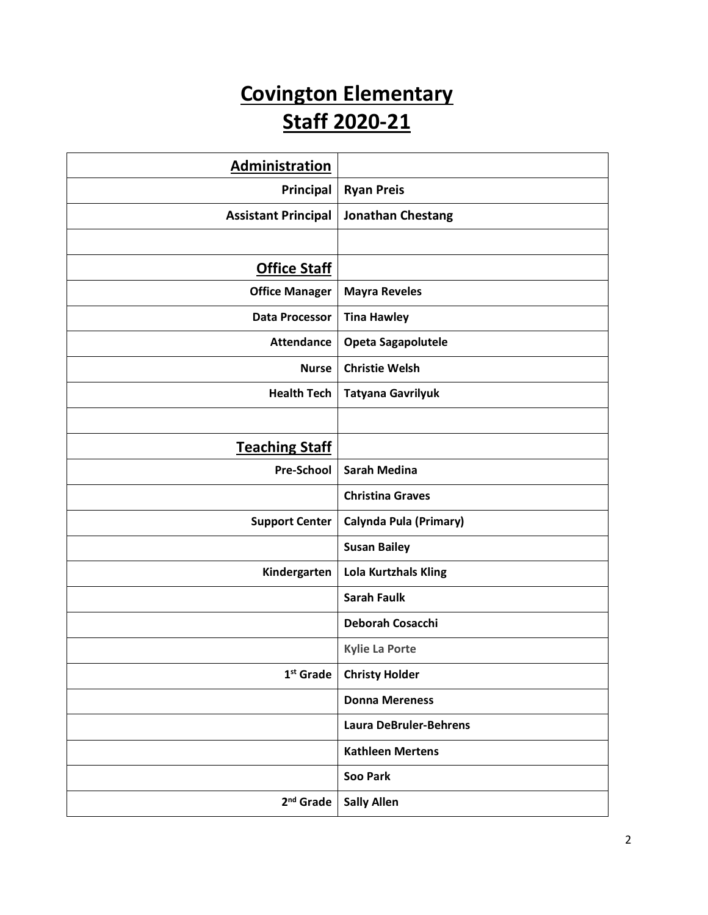# Covington Elementary
# Staff 2020-21

| **Administration** | |
|---:|---|
| **Principal** | **Ryan Preis** |
| **Assistant Principal** | **Jonathan Chestang** |
| | |
| **Office Staff** | |
| **Office Manager** | **Mayra Reveles** |
| **Data Processor** | **Tina Hawley** |
| **Attendance** | **Opeta Sagapolutele** |
| **Nurse** | **Christie Welsh** |
| **Health Tech** | **Tatyana Gavrilyuk** |
| | |
| **Teaching Staff** | |
| **Pre-School** | **Sarah Medina** |
| | **Christina Graves** |
| **Support Center** | **Calynda Pula (Primary)** |
| | **Susan Bailey** |
| **Kindergarten** | **Lola Kurtzhals Kling** |
| | **Sarah Faulk** |
| | **Deborah Cosacchi** |
| | **Kylie La Porte** |
| **1st Grade** | **Christy Holder** |
| | **Donna Mereness** |
| | **Laura DeBruler-Behrens** |
| | **Kathleen Mertens** |
| | **Soo Park** |
| **2nd Grade** | **Sally Allen** |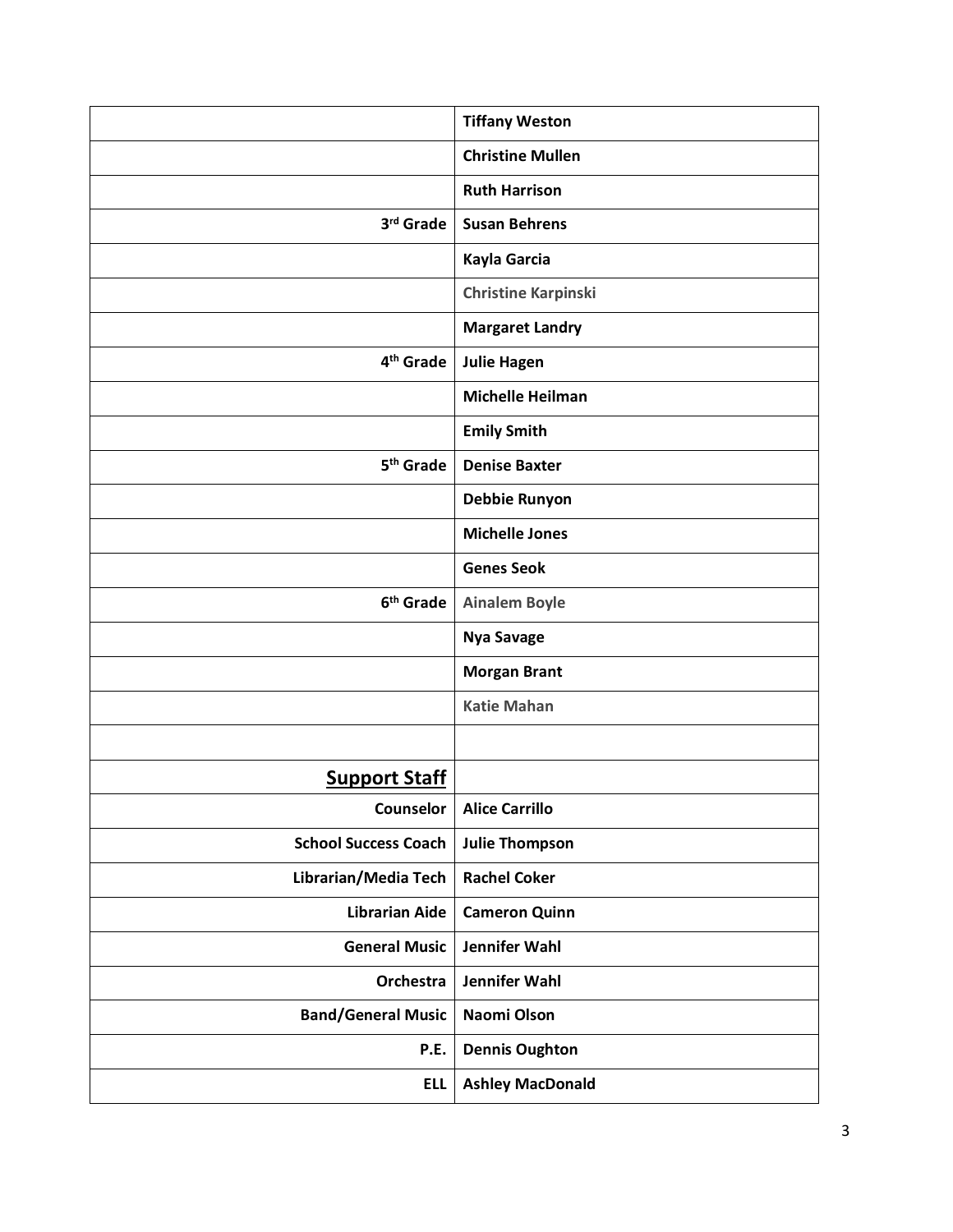| | |
|---|---|
| | **Tiffany Weston** |
| | **Christine Mullen** |
| | **Ruth Harrison** |
| **3rd Grade** | **Susan Behrens** |
| | **Kayla Garcia** |
| | **Christine Karpinski** |
| | **Margaret Landry** |
| **4th Grade** | **Julie Hagen** |
| | **Michelle Heilman** |
| | **Emily Smith** |
| **5th Grade** | **Denise Baxter** |
| | **Debbie Runyon** |
| | **Michelle Jones** |
| | **Genes Seok** |
| **6th Grade** | **Ainalem Boyle** |
| | **Nya Savage** |
| | **Morgan Brant** |
| | **Katie Mahan** |
| | |
| **<u>Support Staff</u>** | |
| **Counselor** | **Alice Carrillo** |
| **School Success Coach** | **Julie Thompson** |
| **Librarian/Media Tech** | **Rachel Coker** |
| **Librarian Aide** | **Cameron Quinn** |
| **General Music** | **Jennifer Wahl** |
| **Orchestra** | **Jennifer Wahl** |
| **Band/General Music** | **Naomi Olson** |
| **P.E.** | **Dennis Oughton** |
| **ELL** | **Ashley MacDonald** |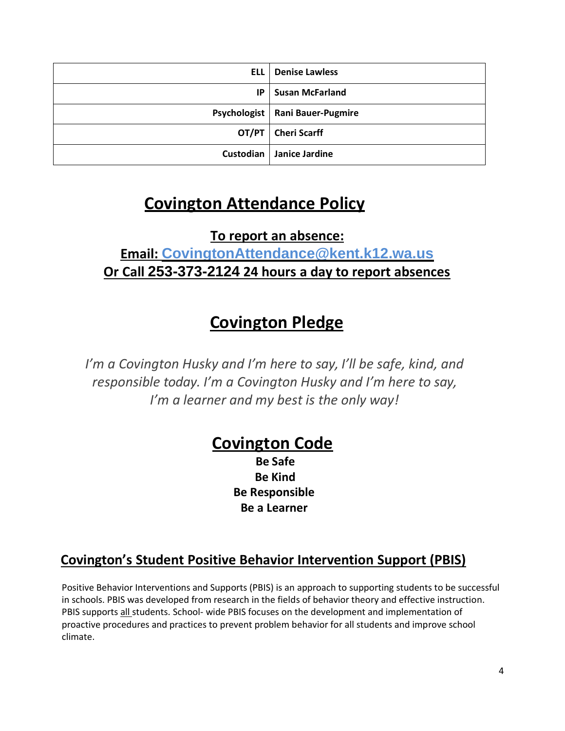| | |
|---|---|
| **ELL** | **Denise Lawless** |
| **IP** | **Susan McFarland** |
| **Psychologist** | **Rani Bauer-Pugmire** |
| **OT/PT** | **Cheri Scarff** |
| **Custodian** | **Janice Jardine** |

# Covington Attendance Policy

**To report an absence:**

**Email: CovingtonAttendance@kent.k12.wa.us**

**Or Call 253-373-2124 24 hours a day to report absences**

# Covington Pledge

*I'm a Covington Husky and I'm here to say, I'll be safe, kind, and responsible today. I'm a Covington Husky and I'm here to say, I'm a learner and my best is the only way!*

# Covington Code

**Be Safe**
**Be Kind**
**Be Responsible**
**Be a Learner**

## Covington's Student Positive Behavior Intervention Support (PBIS)

Positive Behavior Interventions and Supports (PBIS) is an approach to supporting students to be successful in schools. PBIS was developed from research in the fields of behavior theory and effective instruction. PBIS supports all students. School- wide PBIS focuses on the development and implementation of proactive procedures and practices to prevent problem behavior for all students and improve school climate.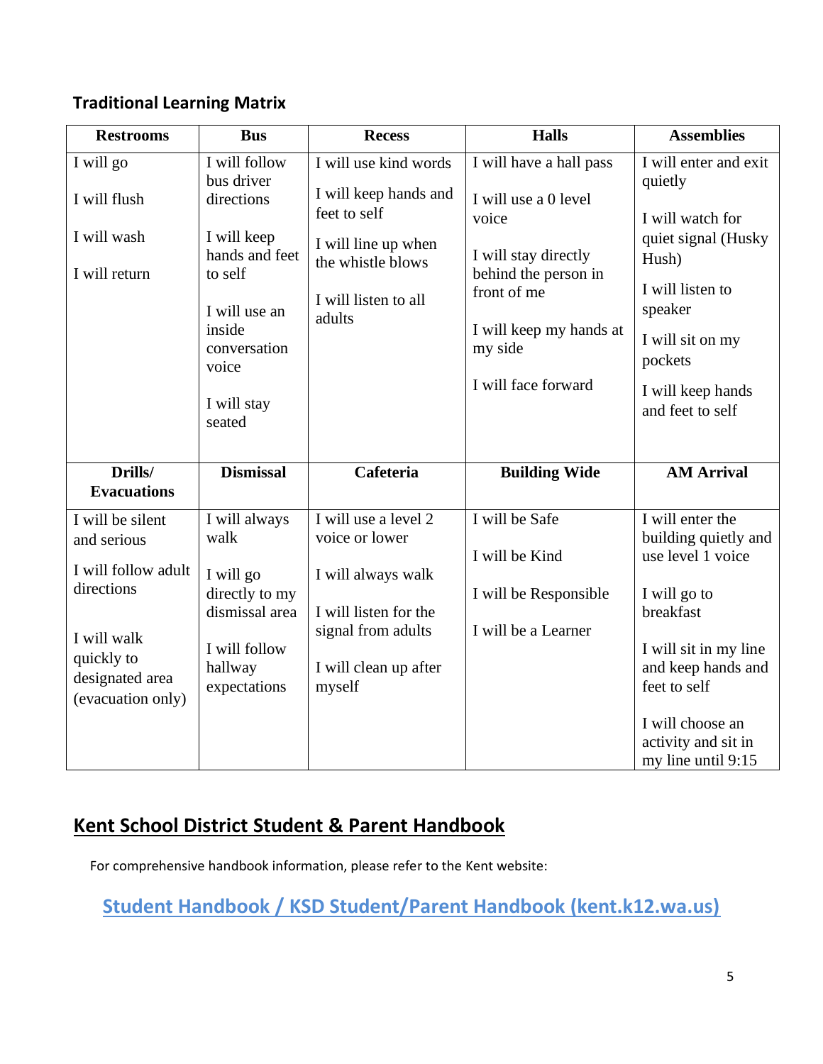### Traditional Learning Matrix

| Restrooms | Bus | Recess | Halls | Assemblies |
|---|---|---|---|---|
| I will go<br><br>I will flush<br><br>I will wash<br><br>I will return | I will follow bus driver directions<br><br>I will keep hands and feet to self<br><br>I will use an inside conversation voice<br><br>I will stay seated | I will use kind words<br><br>I will keep hands and feet to self<br><br>I will line up when the whistle blows<br><br>I will listen to all adults | I will have a hall pass<br><br>I will use a 0 level voice<br><br>I will stay directly behind the person in front of me<br><br>I will keep my hands at my side<br><br>I will face forward | I will enter and exit quietly<br><br>I will watch for quiet signal (Husky Hush)<br><br>I will listen to speaker<br><br>I will sit on my pockets<br><br>I will keep hands and feet to self |
| **Drills/ Evacuations** | **Dismissal** | **Cafeteria** | **Building Wide** | **AM Arrival** |
| I will be silent and serious<br><br>I will follow adult directions<br><br>I will walk quickly to designated area (evacuation only) | I will always walk<br><br>I will go directly to my dismissal area<br><br>I will follow hallway expectations | I will use a level 2 voice or lower<br><br>I will always walk<br><br>I will listen for the signal from adults<br><br>I will clean up after myself | I will be Safe<br><br>I will be Kind<br><br>I will be Responsible<br><br>I will be a Learner | I will enter the building quietly and use level 1 voice<br><br>I will go to breakfast<br><br>I will sit in my line and keep hands and feet to self<br><br>I will choose an activity and sit in my line until 9:15 |

## Kent School District Student & Parent Handbook

For comprehensive handbook information, please refer to the Kent website:

**Student Handbook / KSD Student/Parent Handbook (kent.k12.wa.us)**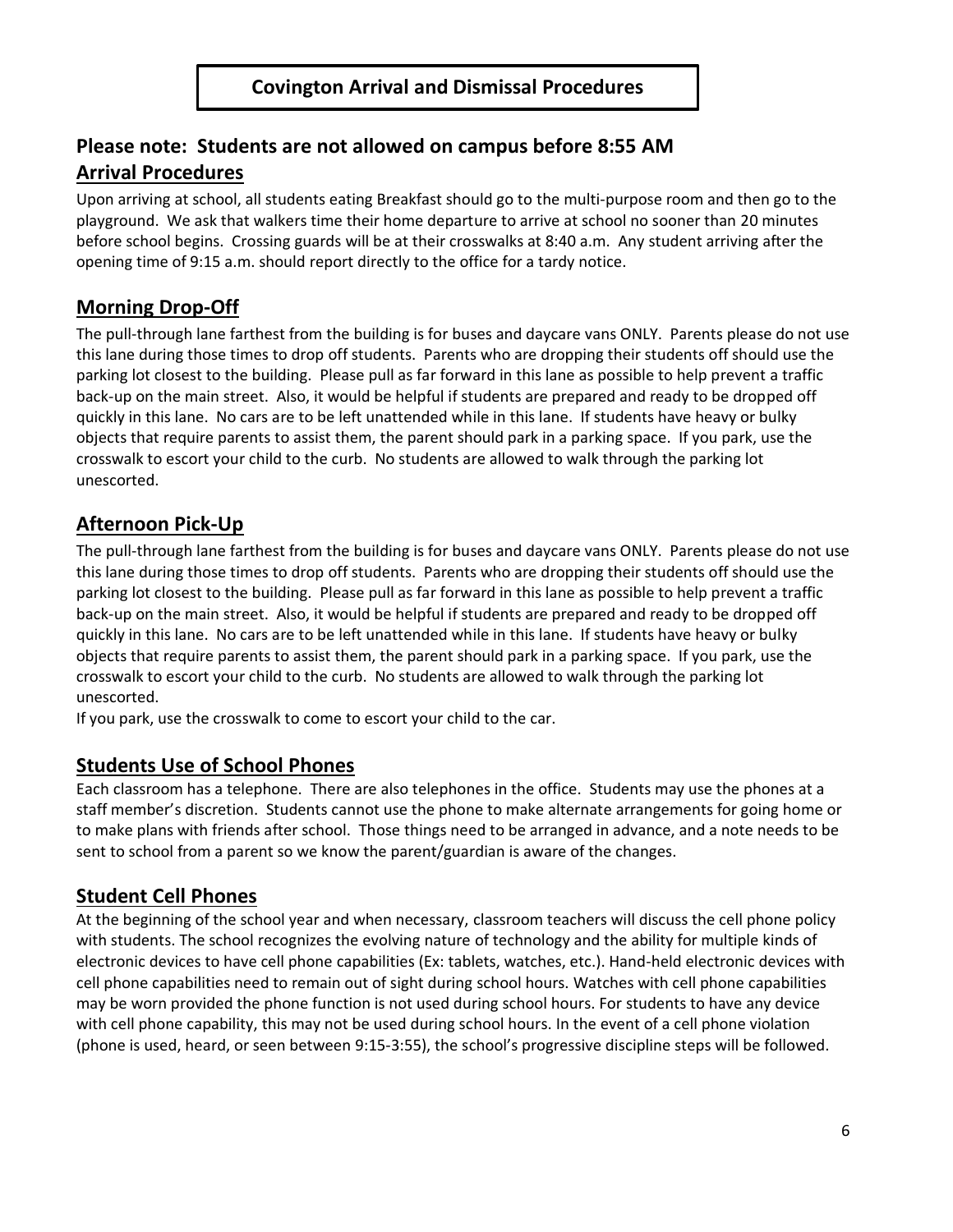# Covington Arrival and Dismissal Procedures

## Please note: Students are not allowed on campus before 8:55 AM

## Arrival Procedures

Upon arriving at school, all students eating Breakfast should go to the multi-purpose room and then go to the playground. We ask that walkers time their home departure to arrive at school no sooner than 20 minutes before school begins. Crossing guards will be at their crosswalks at 8:40 a.m. Any student arriving after the opening time of 9:15 a.m. should report directly to the office for a tardy notice.

## Morning Drop-Off

The pull-through lane farthest from the building is for buses and daycare vans ONLY. Parents please do not use this lane during those times to drop off students. Parents who are dropping their students off should use the parking lot closest to the building. Please pull as far forward in this lane as possible to help prevent a traffic back-up on the main street. Also, it would be helpful if students are prepared and ready to be dropped off quickly in this lane. No cars are to be left unattended while in this lane. If students have heavy or bulky objects that require parents to assist them, the parent should park in a parking space. If you park, use the crosswalk to escort your child to the curb. No students are allowed to walk through the parking lot unescorted.

## Afternoon Pick-Up

The pull-through lane farthest from the building is for buses and daycare vans ONLY. Parents please do not use this lane during those times to drop off students. Parents who are dropping their students off should use the parking lot closest to the building. Please pull as far forward in this lane as possible to help prevent a traffic back-up on the main street. Also, it would be helpful if students are prepared and ready to be dropped off quickly in this lane. No cars are to be left unattended while in this lane. If students have heavy or bulky objects that require parents to assist them, the parent should park in a parking space. If you park, use the crosswalk to escort your child to the curb. No students are allowed to walk through the parking lot unescorted.

If you park, use the crosswalk to come to escort your child to the car.

## Students Use of School Phones

Each classroom has a telephone. There are also telephones in the office. Students may use the phones at a staff member's discretion. Students cannot use the phone to make alternate arrangements for going home or to make plans with friends after school. Those things need to be arranged in advance, and a note needs to be sent to school from a parent so we know the parent/guardian is aware of the changes.

## Student Cell Phones

At the beginning of the school year and when necessary, classroom teachers will discuss the cell phone policy with students. The school recognizes the evolving nature of technology and the ability for multiple kinds of electronic devices to have cell phone capabilities (Ex: tablets, watches, etc.). Hand-held electronic devices with cell phone capabilities need to remain out of sight during school hours. Watches with cell phone capabilities may be worn provided the phone function is not used during school hours. For students to have any device with cell phone capability, this may not be used during school hours. In the event of a cell phone violation (phone is used, heard, or seen between 9:15-3:55), the school's progressive discipline steps will be followed.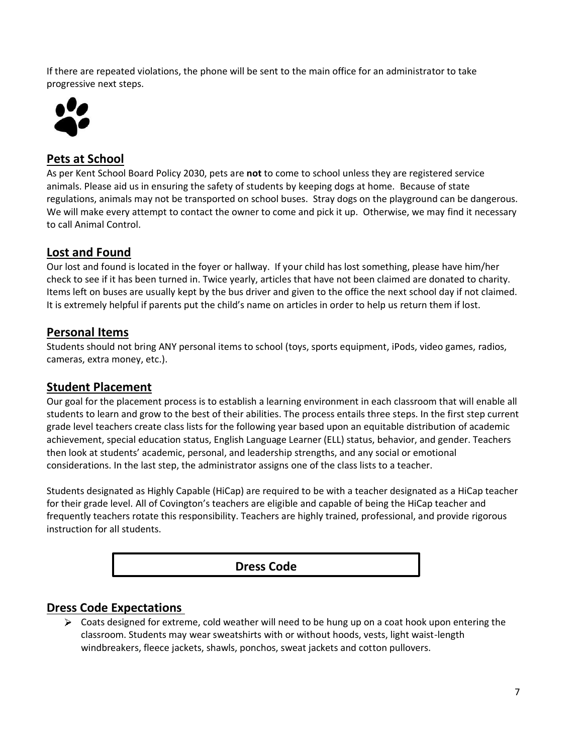If there are repeated violations, the phone will be sent to the main office for an administrator to take progressive next steps.

## Pets at School

As per Kent School Board Policy 2030, pets are **not** to come to school unless they are registered service animals. Please aid us in ensuring the safety of students by keeping dogs at home. Because of state regulations, animals may not be transported on school buses. Stray dogs on the playground can be dangerous. We will make every attempt to contact the owner to come and pick it up. Otherwise, we may find it necessary to call Animal Control.

## Lost and Found

Our lost and found is located in the foyer or hallway. If your child has lost something, please have him/her check to see if it has been turned in. Twice yearly, articles that have not been claimed are donated to charity. Items left on buses are usually kept by the bus driver and given to the office the next school day if not claimed. It is extremely helpful if parents put the child's name on articles in order to help us return them if lost.

## Personal Items

Students should not bring ANY personal items to school (toys, sports equipment, iPods, video games, radios, cameras, extra money, etc.).

## Student Placement

Our goal for the placement process is to establish a learning environment in each classroom that will enable all students to learn and grow to the best of their abilities. The process entails three steps. In the first step current grade level teachers create class lists for the following year based upon an equitable distribution of academic achievement, special education status, English Language Learner (ELL) status, behavior, and gender. Teachers then look at students' academic, personal, and leadership strengths, and any social or emotional considerations. In the last step, the administrator assigns one of the class lists to a teacher.

Students designated as Highly Capable (HiCap) are required to be with a teacher designated as a HiCap teacher for their grade level. All of Covington's teachers are eligible and capable of being the HiCap teacher and frequently teachers rotate this responsibility. Teachers are highly trained, professional, and provide rigorous instruction for all students.

# Dress Code

## Dress Code Expectations

- Coats designed for extreme, cold weather will need to be hung up on a coat hook upon entering the classroom. Students may wear sweatshirts with or without hoods, vests, light waist-length windbreakers, fleece jackets, shawls, ponchos, sweat jackets and cotton pullovers.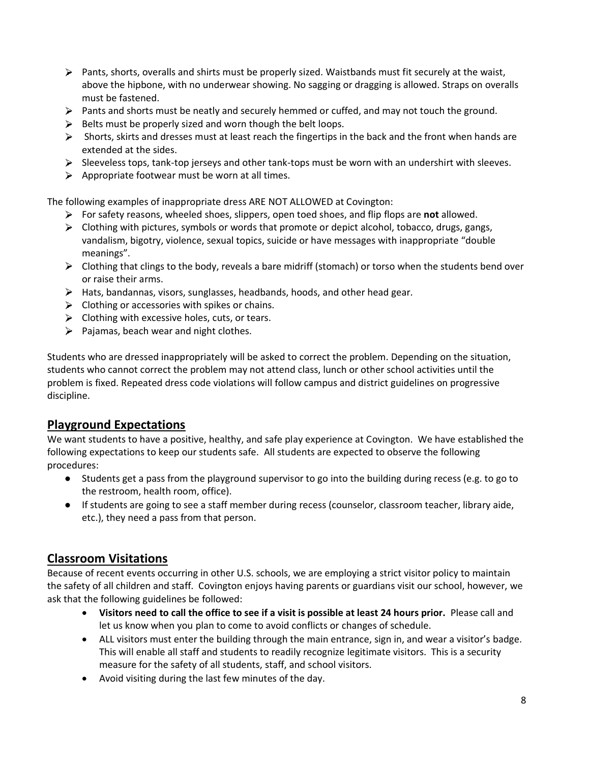- Pants, shorts, overalls and shirts must be properly sized. Waistbands must fit securely at the waist, above the hipbone, with no underwear showing. No sagging or dragging is allowed. Straps on overalls must be fastened.
- Pants and shorts must be neatly and securely hemmed or cuffed, and may not touch the ground.
- Belts must be properly sized and worn though the belt loops.
- Shorts, skirts and dresses must at least reach the fingertips in the back and the front when hands are extended at the sides.
- Sleeveless tops, tank-top jerseys and other tank-tops must be worn with an undershirt with sleeves.
- Appropriate footwear must be worn at all times.

The following examples of inappropriate dress ARE NOT ALLOWED at Covington:

- For safety reasons, wheeled shoes, slippers, open toed shoes, and flip flops are **not** allowed.
- Clothing with pictures, symbols or words that promote or depict alcohol, tobacco, drugs, gangs, vandalism, bigotry, violence, sexual topics, suicide or have messages with inappropriate "double meanings".
- Clothing that clings to the body, reveals a bare midriff (stomach) or torso when the students bend over or raise their arms.
- Hats, bandannas, visors, sunglasses, headbands, hoods, and other head gear.
- Clothing or accessories with spikes or chains.
- Clothing with excessive holes, cuts, or tears.
- Pajamas, beach wear and night clothes.

Students who are dressed inappropriately will be asked to correct the problem. Depending on the situation, students who cannot correct the problem may not attend class, lunch or other school activities until the problem is fixed. Repeated dress code violations will follow campus and district guidelines on progressive discipline.

## Playground Expectations

We want students to have a positive, healthy, and safe play experience at Covington. We have established the following expectations to keep our students safe. All students are expected to observe the following procedures:

- Students get a pass from the playground supervisor to go into the building during recess (e.g. to go to the restroom, health room, office).
- If students are going to see a staff member during recess (counselor, classroom teacher, library aide, etc.), they need a pass from that person.

## Classroom Visitations

Because of recent events occurring in other U.S. schools, we are employing a strict visitor policy to maintain the safety of all children and staff. Covington enjoys having parents or guardians visit our school, however, we ask that the following guidelines be followed:

- **Visitors need to call the office to see if a visit is possible at least 24 hours prior.** Please call and let us know when you plan to come to avoid conflicts or changes of schedule.
- ALL visitors must enter the building through the main entrance, sign in, and wear a visitor's badge. This will enable all staff and students to readily recognize legitimate visitors. This is a security measure for the safety of all students, staff, and school visitors.
- Avoid visiting during the last few minutes of the day.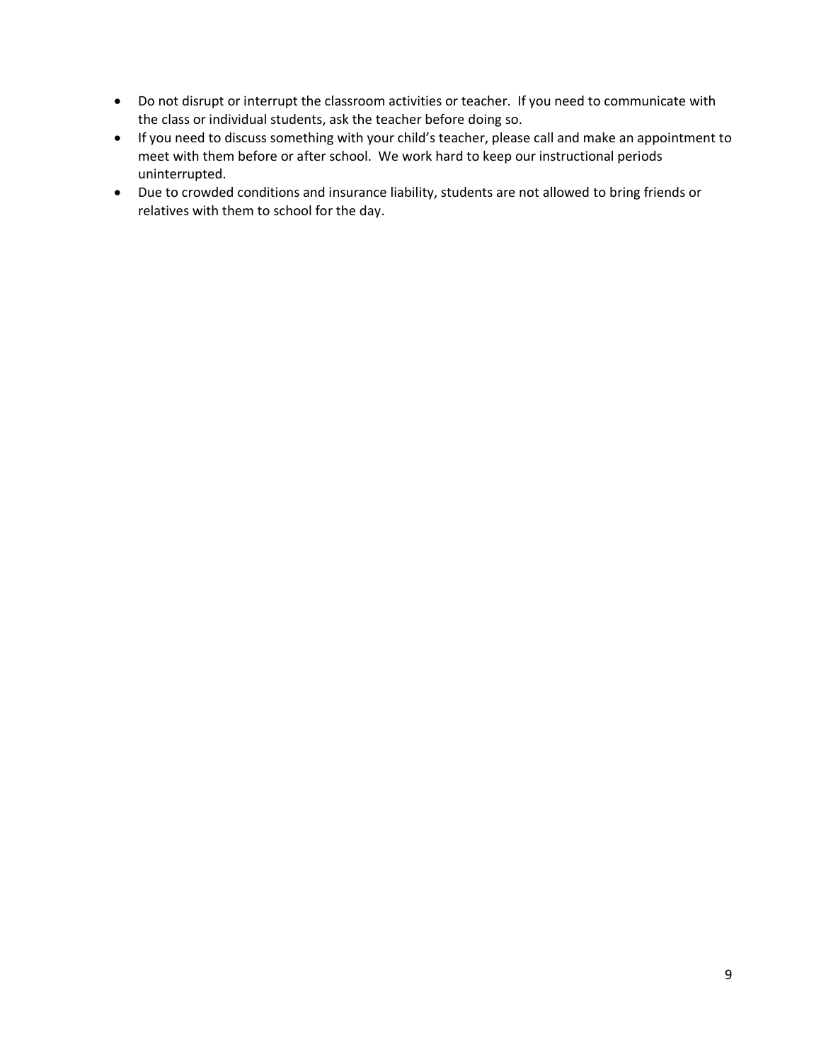- Do not disrupt or interrupt the classroom activities or teacher. If you need to communicate with the class or individual students, ask the teacher before doing so.
- If you need to discuss something with your child's teacher, please call and make an appointment to meet with them before or after school. We work hard to keep our instructional periods uninterrupted.
- Due to crowded conditions and insurance liability, students are not allowed to bring friends or relatives with them to school for the day.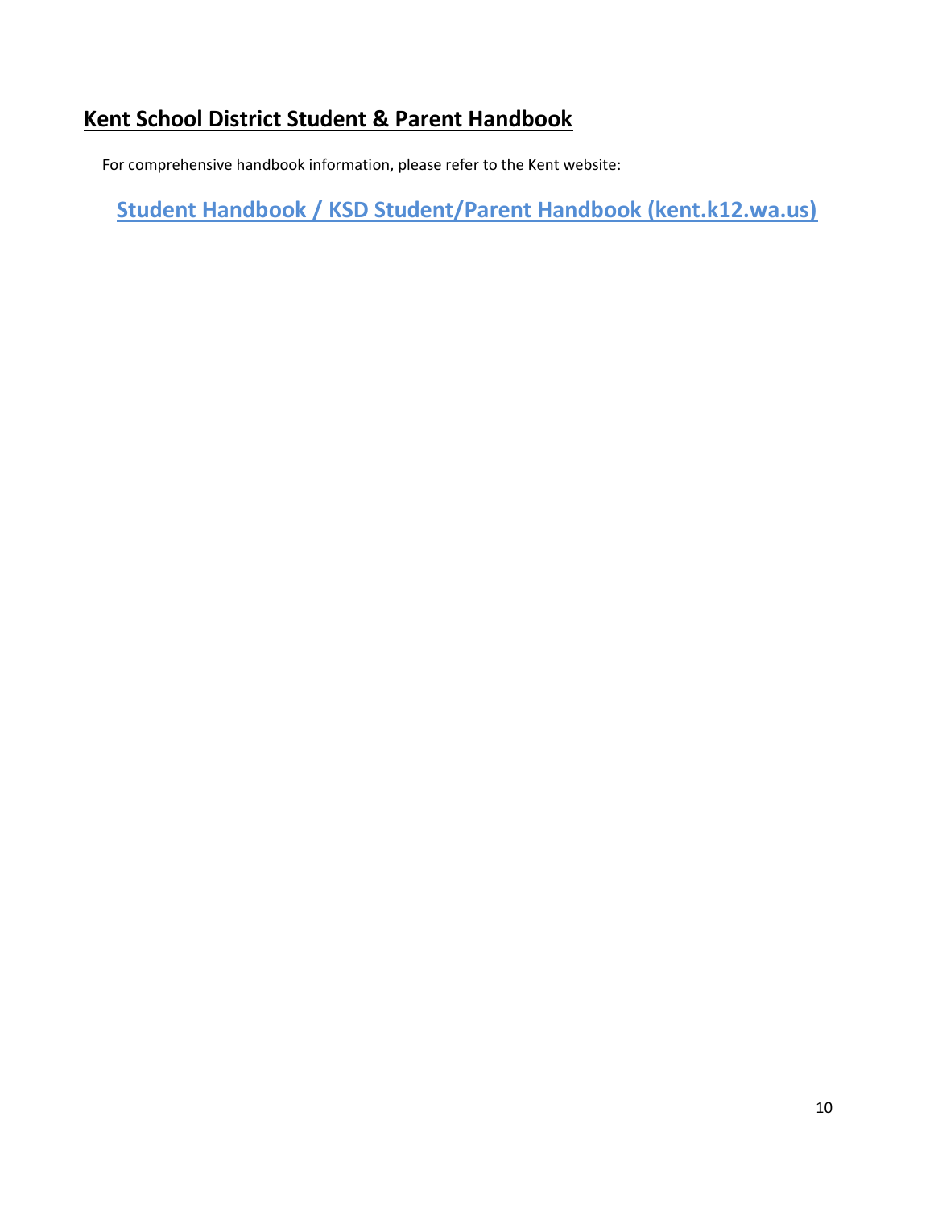## Kent School District Student & Parent Handbook

For comprehensive handbook information, please refer to the Kent website:

**Student Handbook / KSD Student/Parent Handbook (kent.k12.wa.us)**